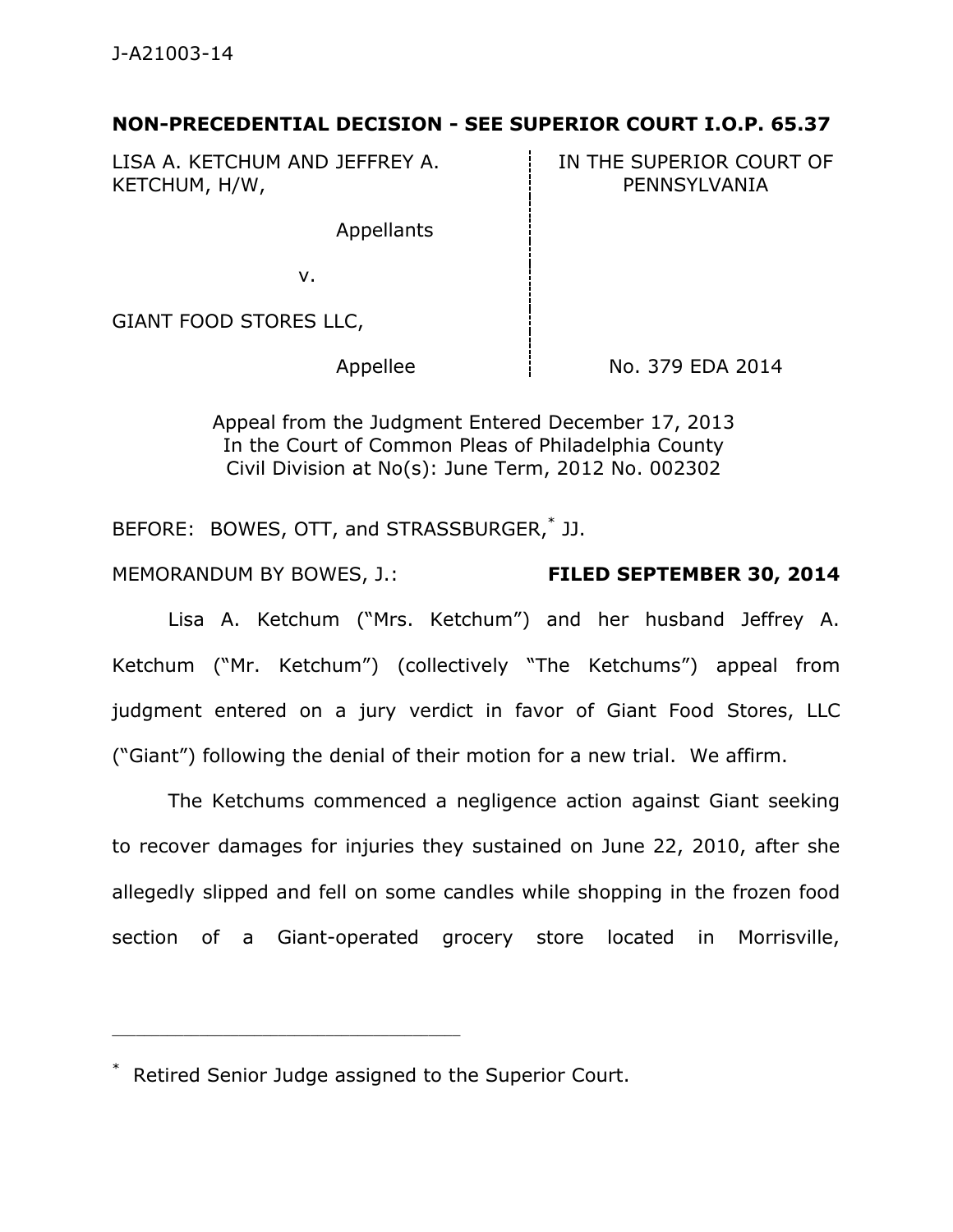J-A21003-14

**NON-PRECEDENTIAL DECISION - SEE SUPERIOR COURT I.O.P. 65.37**

| | |
|---|---|
| LISA A. KETCHUM AND JEFFREY A. KETCHUM, H/W, | IN THE SUPERIOR COURT OF PENNSYLVANIA |
| Appellants | |
| v. | |
| GIANT FOOD STORES LLC, | |
| Appellee | No. 379 EDA 2014 |

Appeal from the Judgment Entered December 17, 2013
In the Court of Common Pleas of Philadelphia County
Civil Division at No(s): June Term, 2012 No. 002302

BEFORE: BOWES, OTT, and STRASSBURGER,* JJ.

MEMORANDUM BY BOWES, J.: **FILED SEPTEMBER 30, 2014**

Lisa A. Ketchum ("Mrs. Ketchum") and her husband Jeffrey A. Ketchum ("Mr. Ketchum") (collectively "The Ketchums") appeal from judgment entered on a jury verdict in favor of Giant Food Stores, LLC ("Giant") following the denial of their motion for a new trial. We affirm.

The Ketchums commenced a negligence action against Giant seeking to recover damages for injuries they sustained on June 22, 2010, after she allegedly slipped and fell on some candles while shopping in the frozen food section of a Giant-operated grocery store located in Morrisville,

---

* Retired Senior Judge assigned to the Superior Court.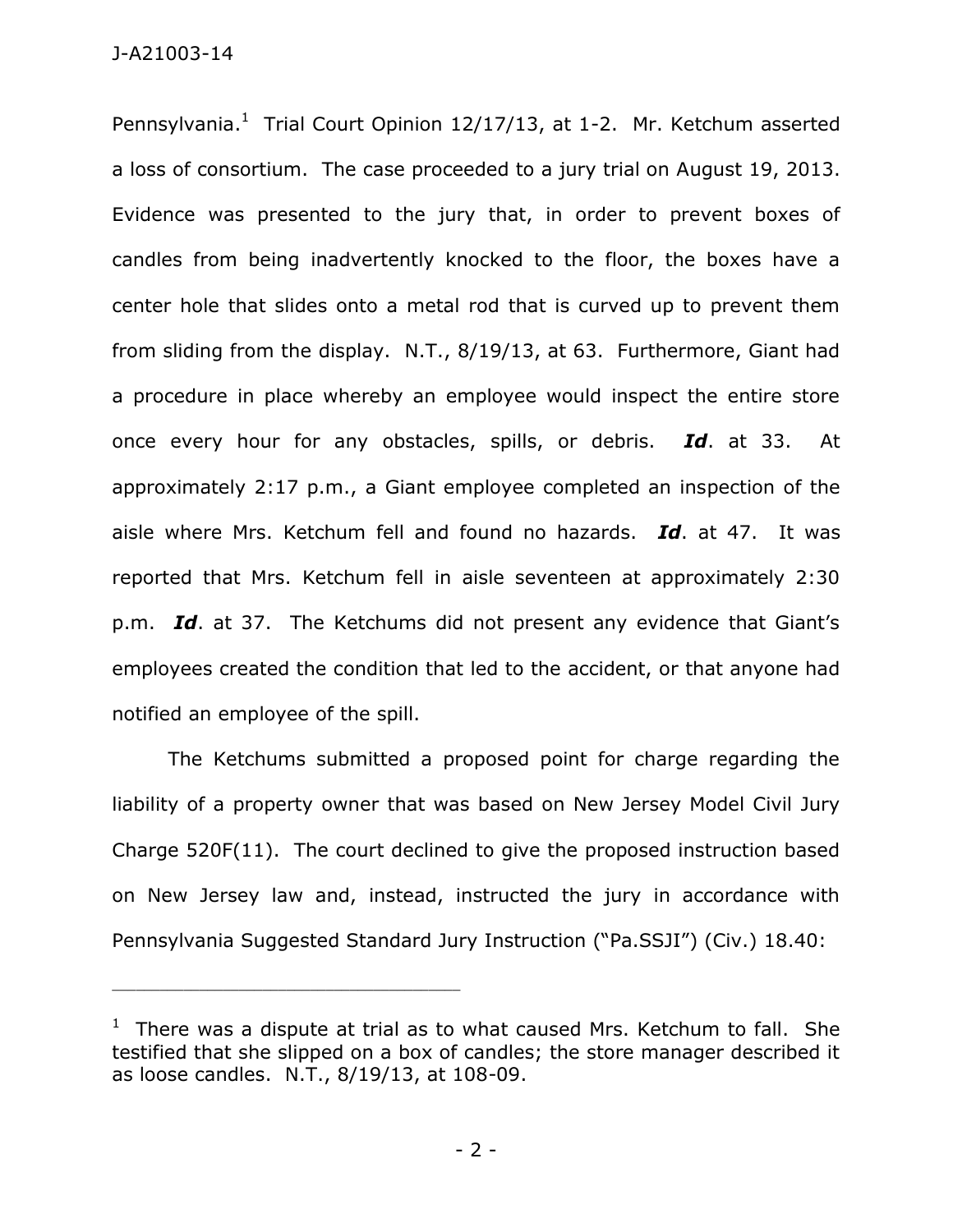Pennsylvania.[1] Trial Court Opinion 12/17/13, at 1-2. Mr. Ketchum asserted a loss of consortium. The case proceeded to a jury trial on August 19, 2013. Evidence was presented to the jury that, in order to prevent boxes of candles from being inadvertently knocked to the floor, the boxes have a center hole that slides onto a metal rod that is curved up to prevent them from sliding from the display. N.T., 8/19/13, at 63. Furthermore, Giant had a procedure in place whereby an employee would inspect the entire store once every hour for any obstacles, spills, or debris. ***Id***. at 33. At approximately 2:17 p.m., a Giant employee completed an inspection of the aisle where Mrs. Ketchum fell and found no hazards. ***Id***. at 47. It was reported that Mrs. Ketchum fell in aisle seventeen at approximately 2:30 p.m. ***Id***. at 37. The Ketchums did not present any evidence that Giant's employees created the condition that led to the accident, or that anyone had notified an employee of the spill.

The Ketchums submitted a proposed point for charge regarding the liability of a property owner that was based on New Jersey Model Civil Jury Charge 520F(11). The court declined to give the proposed instruction based on New Jersey law and, instead, instructed the jury in accordance with Pennsylvania Suggested Standard Jury Instruction ("Pa.SSJI") (Civ.) 18.40:

---

[1] There was a dispute at trial as to what caused Mrs. Ketchum to fall. She testified that she slipped on a box of candles; the store manager described it as loose candles. N.T., 8/19/13, at 108-09.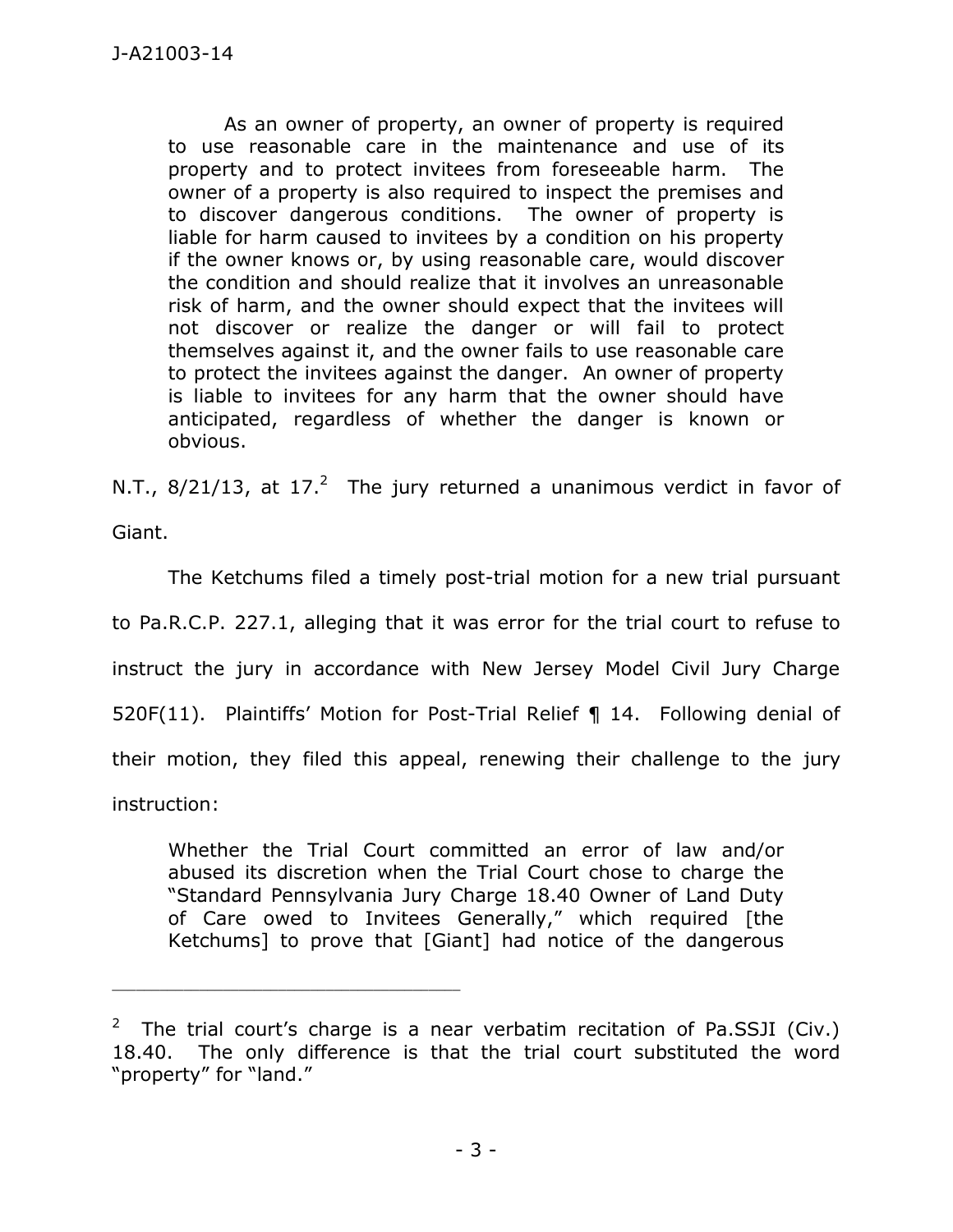> As an owner of property, an owner of property is required to use reasonable care in the maintenance and use of its property and to protect invitees from foreseeable harm. The owner of a property is also required to inspect the premises and to discover dangerous conditions. The owner of property is liable for harm caused to invitees by a condition on his property if the owner knows or, by using reasonable care, would discover the condition and should realize that it involves an unreasonable risk of harm, and the owner should expect that the invitees will not discover or realize the danger or will fail to protect themselves against it, and the owner fails to use reasonable care to protect the invitees against the danger. An owner of property is liable to invitees for any harm that the owner should have anticipated, regardless of whether the danger is known or obvious.

N.T., 8/21/13, at 17.[2] The jury returned a unanimous verdict in favor of Giant.

The Ketchums filed a timely post-trial motion for a new trial pursuant to Pa.R.C.P. 227.1, alleging that it was error for the trial court to refuse to instruct the jury in accordance with New Jersey Model Civil Jury Charge 520F(11). Plaintiffs' Motion for Post-Trial Relief ¶ 14. Following denial of their motion, they filed this appeal, renewing their challenge to the jury instruction:

> Whether the Trial Court committed an error of law and/or abused its discretion when the Trial Court chose to charge the "Standard Pennsylvania Jury Charge 18.40 Owner of Land Duty of Care owed to Invitees Generally," which required [the Ketchums] to prove that [Giant] had notice of the dangerous

---

[2] The trial court's charge is a near verbatim recitation of Pa.SSJI (Civ.) 18.40. The only difference is that the trial court substituted the word "property" for "land."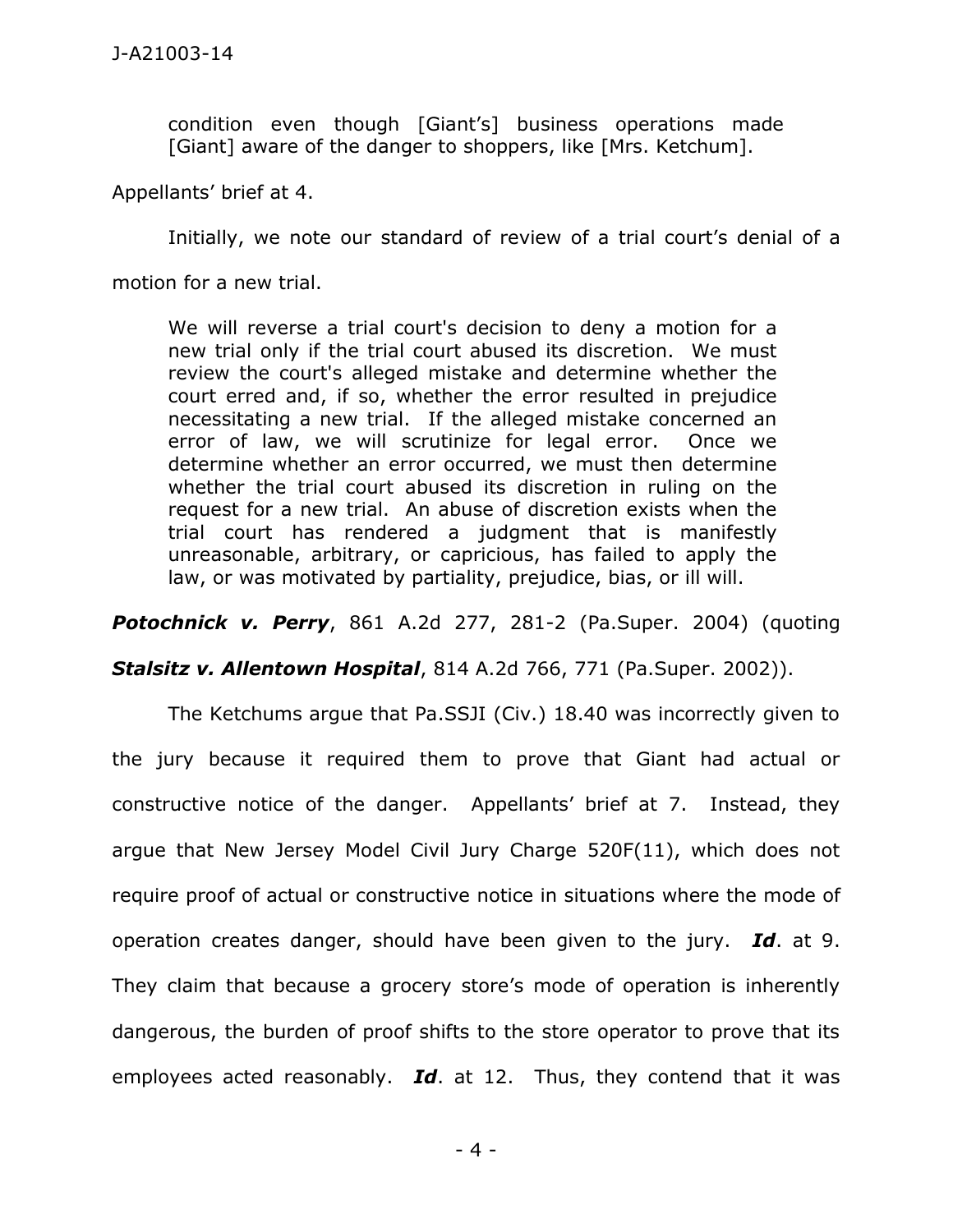condition even though [Giant's] business operations made [Giant] aware of the danger to shoppers, like [Mrs. Ketchum].

Appellants' brief at 4.

Initially, we note our standard of review of a trial court's denial of a motion for a new trial.

> We will reverse a trial court's decision to deny a motion for a new trial only if the trial court abused its discretion. We must review the court's alleged mistake and determine whether the court erred and, if so, whether the error resulted in prejudice necessitating a new trial. If the alleged mistake concerned an error of law, we will scrutinize for legal error. Once we determine whether an error occurred, we must then determine whether the trial court abused its discretion in ruling on the request for a new trial. An abuse of discretion exists when the trial court has rendered a judgment that is manifestly unreasonable, arbitrary, or capricious, has failed to apply the law, or was motivated by partiality, prejudice, bias, or ill will.

***Potochnick v. Perry***, 861 A.2d 277, 281-2 (Pa.Super. 2004) (quoting ***Stalsitz v. Allentown Hospital***, 814 A.2d 766, 771 (Pa.Super. 2002)).

The Ketchums argue that Pa.SSJI (Civ.) 18.40 was incorrectly given to the jury because it required them to prove that Giant had actual or constructive notice of the danger. Appellants' brief at 7. Instead, they argue that New Jersey Model Civil Jury Charge 520F(11), which does not require proof of actual or constructive notice in situations where the mode of operation creates danger, should have been given to the jury. ***Id***. at 9. They claim that because a grocery store's mode of operation is inherently dangerous, the burden of proof shifts to the store operator to prove that its employees acted reasonably. ***Id***. at 12. Thus, they contend that it was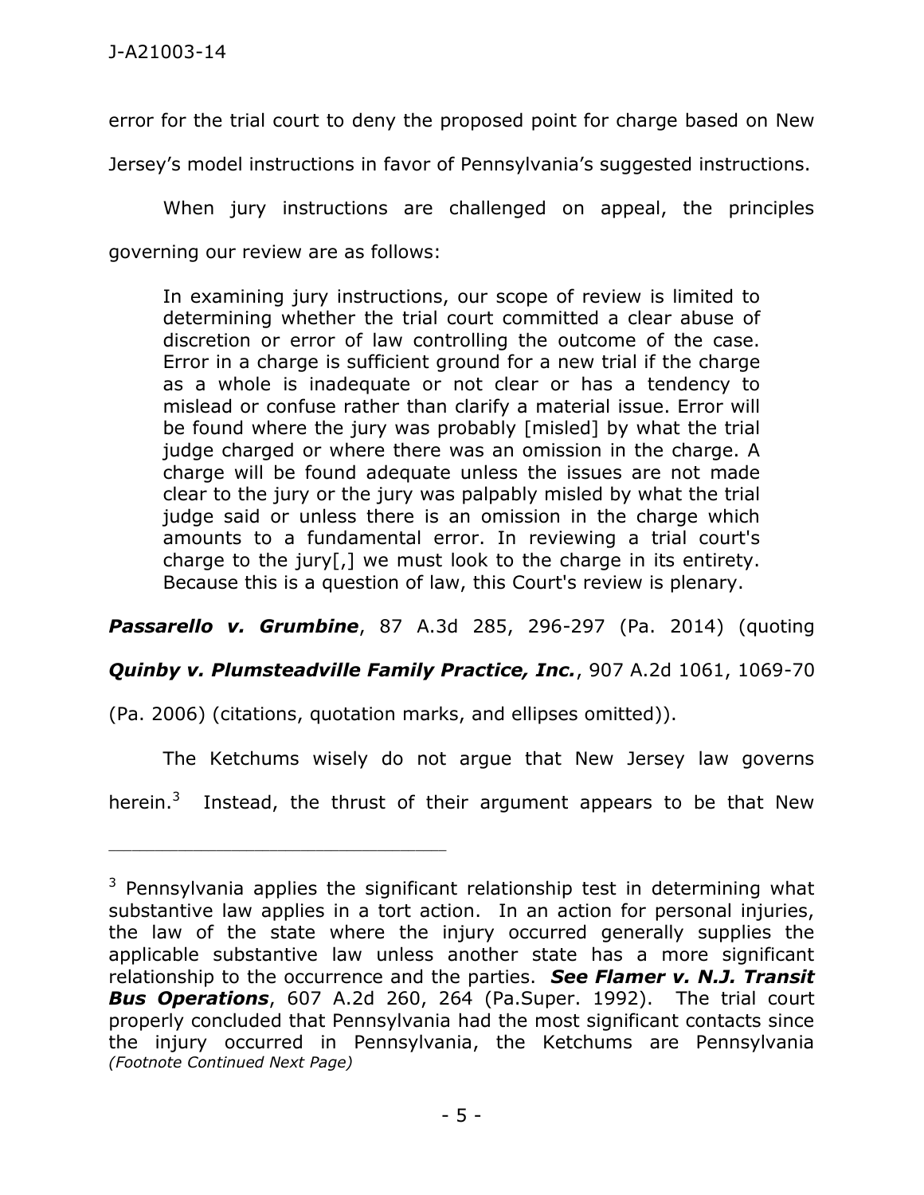error for the trial court to deny the proposed point for charge based on New Jersey's model instructions in favor of Pennsylvania's suggested instructions.

When jury instructions are challenged on appeal, the principles governing our review are as follows:

> In examining jury instructions, our scope of review is limited to determining whether the trial court committed a clear abuse of discretion or error of law controlling the outcome of the case. Error in a charge is sufficient ground for a new trial if the charge as a whole is inadequate or not clear or has a tendency to mislead or confuse rather than clarify a material issue. Error will be found where the jury was probably [misled] by what the trial judge charged or where there was an omission in the charge. A charge will be found adequate unless the issues are not made clear to the jury or the jury was palpably misled by what the trial judge said or unless there is an omission in the charge which amounts to a fundamental error. In reviewing a trial court's charge to the jury[,] we must look to the charge in its entirety. Because this is a question of law, this Court's review is plenary.

***Passarello v. Grumbine***, 87 A.3d 285, 296-297 (Pa. 2014) (quoting ***Quinby v. Plumsteadville Family Practice, Inc.***, 907 A.2d 1061, 1069-70 (Pa. 2006) (citations, quotation marks, and ellipses omitted)).

The Ketchums wisely do not argue that New Jersey law governs herein.[3] Instead, the thrust of their argument appears to be that New

---

[3] Pennsylvania applies the significant relationship test in determining what substantive law applies in a tort action. In an action for personal injuries, the law of the state where the injury occurred generally supplies the applicable substantive law unless another state has a more significant relationship to the occurrence and the parties. ***See Flamer v. N.J. Transit Bus Operations***, 607 A.2d 260, 264 (Pa.Super. 1992). The trial court properly concluded that Pennsylvania had the most significant contacts since the injury occurred in Pennsylvania, the Ketchums are Pennsylvania *(Footnote Continued Next Page)*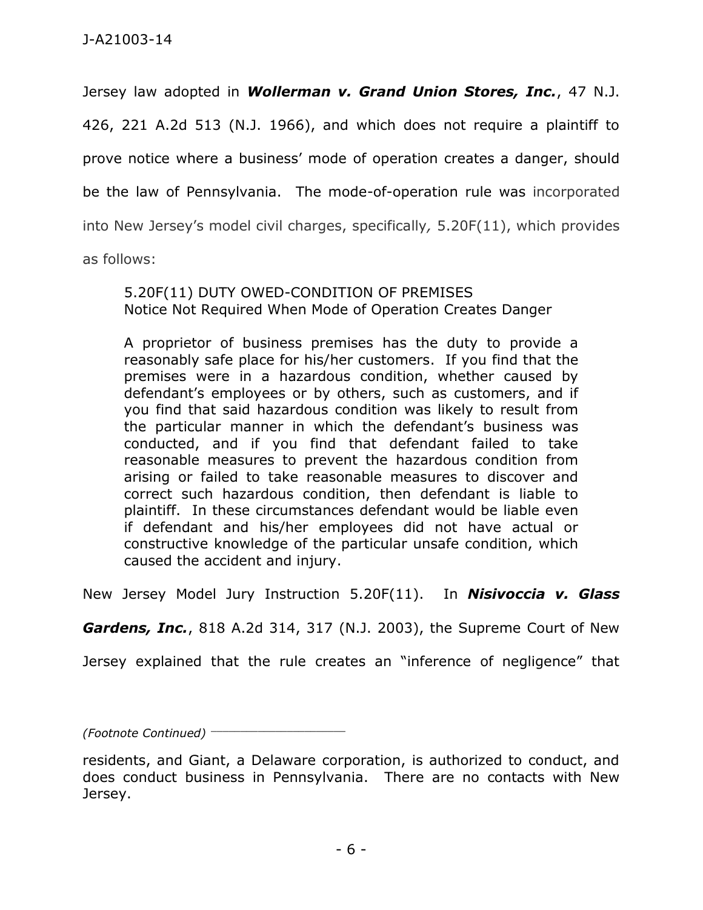Jersey law adopted in ***Wollerman v. Grand Union Stores, Inc.***, 47 N.J. 426, 221 A.2d 513 (N.J. 1966), and which does not require a plaintiff to prove notice where a business' mode of operation creates a danger, should be the law of Pennsylvania. The mode-of-operation rule was incorporated into New Jersey's model civil charges, specifically, 5.20F(11), which provides as follows:

> 5.20F(11) DUTY OWED-CONDITION OF PREMISES
> Notice Not Required When Mode of Operation Creates Danger
>
> A proprietor of business premises has the duty to provide a reasonably safe place for his/her customers. If you find that the premises were in a hazardous condition, whether caused by defendant's employees or by others, such as customers, and if you find that said hazardous condition was likely to result from the particular manner in which the defendant's business was conducted, and if you find that defendant failed to take reasonable measures to prevent the hazardous condition from arising or failed to take reasonable measures to discover and correct such hazardous condition, then defendant is liable to plaintiff. In these circumstances defendant would be liable even if defendant and his/her employees did not have actual or constructive knowledge of the particular unsafe condition, which caused the accident and injury.

New Jersey Model Jury Instruction 5.20F(11). In ***Nisivoccia v. Glass Gardens, Inc.***, 818 A.2d 314, 317 (N.J. 2003), the Supreme Court of New Jersey explained that the rule creates an "inference of negligence" that

---

*(Footnote Continued)*

residents, and Giant, a Delaware corporation, is authorized to conduct, and does conduct business in Pennsylvania. There are no contacts with New Jersey.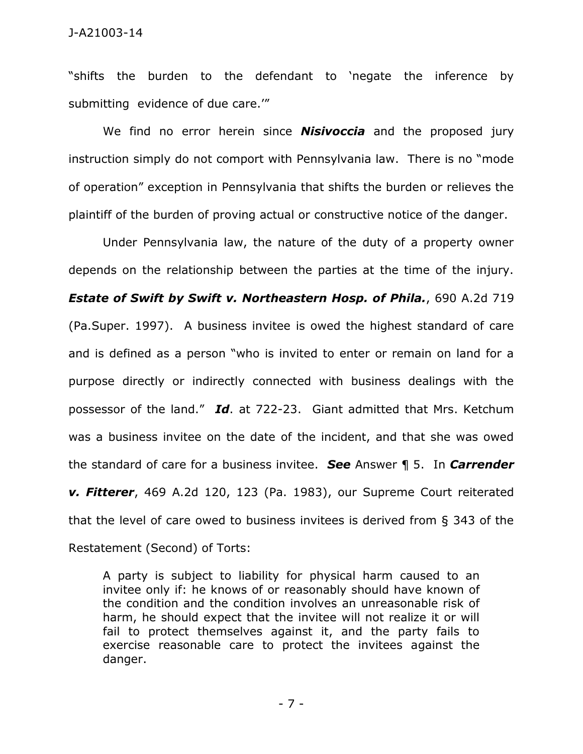"shifts the burden to the defendant to 'negate the inference by submitting evidence of due care.'"

We find no error herein since ***Nisivoccia*** and the proposed jury instruction simply do not comport with Pennsylvania law. There is no "mode of operation" exception in Pennsylvania that shifts the burden or relieves the plaintiff of the burden of proving actual or constructive notice of the danger.

Under Pennsylvania law, the nature of the duty of a property owner depends on the relationship between the parties at the time of the injury. ***Estate of Swift by Swift v. Northeastern Hosp. of Phila.***, 690 A.2d 719 (Pa.Super. 1997). A business invitee is owed the highest standard of care and is defined as a person "who is invited to enter or remain on land for a purpose directly or indirectly connected with business dealings with the possessor of the land." ***Id***. at 722-23. Giant admitted that Mrs. Ketchum was a business invitee on the date of the incident, and that she was owed the standard of care for a business invitee. ***See*** Answer ¶ 5. In ***Carrender v. Fitterer***, 469 A.2d 120, 123 (Pa. 1983), our Supreme Court reiterated that the level of care owed to business invitees is derived from § 343 of the Restatement (Second) of Torts:

> A party is subject to liability for physical harm caused to an invitee only if: he knows of or reasonably should have known of the condition and the condition involves an unreasonable risk of harm, he should expect that the invitee will not realize it or will fail to protect themselves against it, and the party fails to exercise reasonable care to protect the invitees against the danger.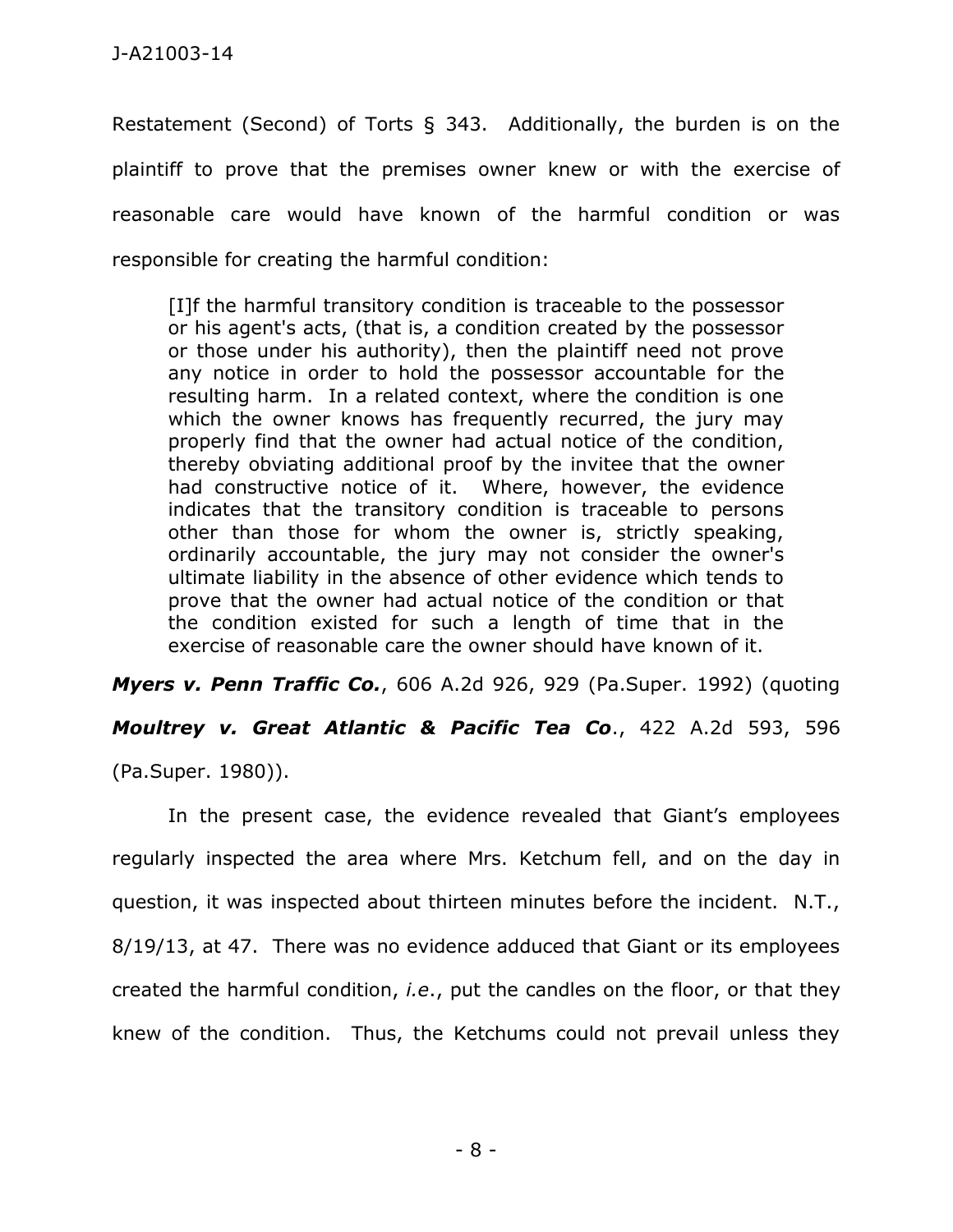Restatement (Second) of Torts § 343. Additionally, the burden is on the plaintiff to prove that the premises owner knew or with the exercise of reasonable care would have known of the harmful condition or was responsible for creating the harmful condition:

> [I]f the harmful transitory condition is traceable to the possessor or his agent's acts, (that is, a condition created by the possessor or those under his authority), then the plaintiff need not prove any notice in order to hold the possessor accountable for the resulting harm. In a related context, where the condition is one which the owner knows has frequently recurred, the jury may properly find that the owner had actual notice of the condition, thereby obviating additional proof by the invitee that the owner had constructive notice of it. Where, however, the evidence indicates that the transitory condition is traceable to persons other than those for whom the owner is, strictly speaking, ordinarily accountable, the jury may not consider the owner's ultimate liability in the absence of other evidence which tends to prove that the owner had actual notice of the condition or that the condition existed for such a length of time that in the exercise of reasonable care the owner should have known of it.

***Myers v. Penn Traffic Co.***, 606 A.2d 926, 929 (Pa.Super. 1992) (quoting ***Moultrey v. Great Atlantic & Pacific Tea Co***., 422 A.2d 593, 596 (Pa.Super. 1980)).

In the present case, the evidence revealed that Giant's employees regularly inspected the area where Mrs. Ketchum fell, and on the day in question, it was inspected about thirteen minutes before the incident. N.T., 8/19/13, at 47. There was no evidence adduced that Giant or its employees created the harmful condition, *i.e*., put the candles on the floor, or that they knew of the condition. Thus, the Ketchums could not prevail unless they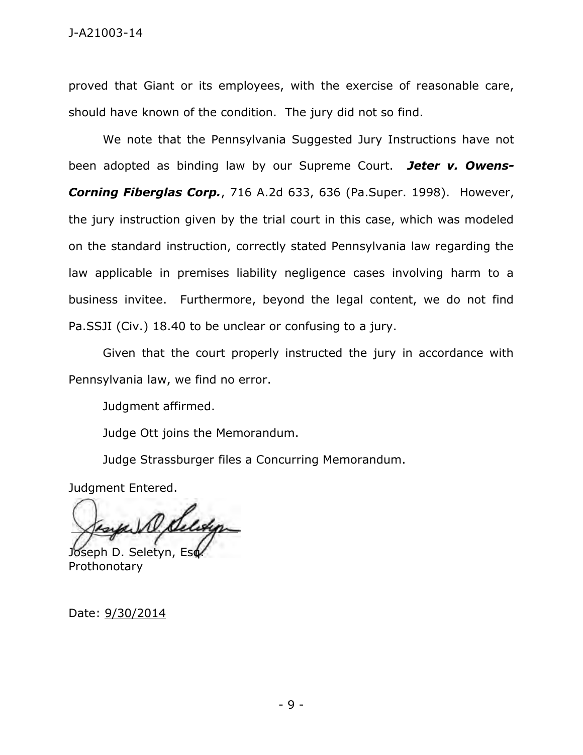proved that Giant or its employees, with the exercise of reasonable care, should have known of the condition. The jury did not so find.

We note that the Pennsylvania Suggested Jury Instructions have not been adopted as binding law by our Supreme Court. ***Jeter v. Owens-Corning Fiberglas Corp.***, 716 A.2d 633, 636 (Pa.Super. 1998). However, the jury instruction given by the trial court in this case, which was modeled on the standard instruction, correctly stated Pennsylvania law regarding the law applicable in premises liability negligence cases involving harm to a business invitee. Furthermore, beyond the legal content, we do not find Pa.SSJI (Civ.) 18.40 to be unclear or confusing to a jury.

Given that the court properly instructed the jury in accordance with Pennsylvania law, we find no error.

Judgment affirmed.

Judge Ott joins the Memorandum.

Judge Strassburger files a Concurring Memorandum.

Judgment Entered.

Joseph D. Seletyn, Esq.
Prothonotary

Date: 9/30/2014